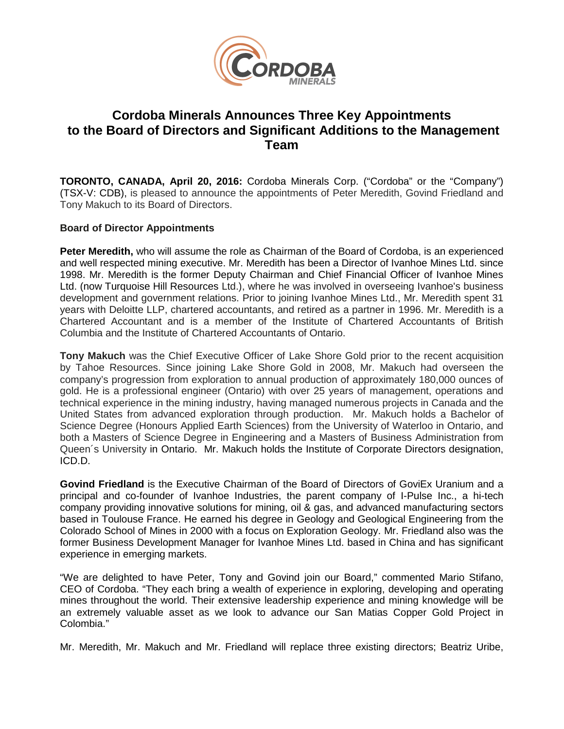# Cordoba Minerals Announces Three Key Appointments to the Board of Directors and Significant Additions to the Management Team

**TORONTO, CANADA, April 20, 2016:** Cordoba Minerals Corp. ("Cordoba" or the "Company") (TSX-V: CDB), is pleased to announce the appointments of Peter Meredith, Govind Friedland and Tony Makuch to its Board of Directors.

**Board of Director Appointments**

**Peter Meredith,** who will assume the role as Chairman of the Board of Cordoba, is an experienced and well respected mining executive. Mr. Meredith has been a Director of Ivanhoe Mines Ltd. since 1998. Mr. Meredith is the former Deputy Chairman and Chief Financial Officer of Ivanhoe Mines Ltd. (now Turquoise Hill Resources Ltd.), where he was involved in overseeing Ivanhoe's business development and government relations. Prior to joining Ivanhoe Mines Ltd., Mr. Meredith spent 31 years with Deloitte LLP, chartered accountants, and retired as a partner in 1996. Mr. Meredith is a Chartered Accountant and is a member of the Institute of Chartered Accountants of British Columbia and the Institute of Chartered Accountants of Ontario.

**Tony Makuch** was the Chief Executive Officer of Lake Shore Gold prior to the recent acquisition by Tahoe Resources. Since joining Lake Shore Gold in 2008, Mr. Makuch had overseen the company's progression from exploration to annual production of approximately 180,000 ounces of gold. He is a professional engineer (Ontario) with over 25 years of management, operations and technical experience in the mining industry, having managed numerous projects in Canada and the United States from advanced exploration through production. Mr. Makuch holds a Bachelor of Science Degree (Honours Applied Earth Sciences) from the University of Waterloo in Ontario, and both a Masters of Science Degree in Engineering and a Masters of Business Administration from Queen´s University in Ontario. Mr. Makuch holds the Institute of Corporate Directors designation, ICD.D.

**Govind Friedland** is the Executive Chairman of the Board of Directors of GoviEx Uranium and a principal and co-founder of Ivanhoe Industries, the parent company of I-Pulse Inc., a hi-tech company providing innovative solutions for mining, oil & gas, and advanced manufacturing sectors based in Toulouse France. He earned his degree in Geology and Geological Engineering from the Colorado School of Mines in 2000 with a focus on Exploration Geology. Mr. Friedland also was the former Business Development Manager for Ivanhoe Mines Ltd. based in China and has significant experience in emerging markets.

"We are delighted to have Peter, Tony and Govind join our Board," commented Mario Stifano, CEO of Cordoba. "They each bring a wealth of experience in exploring, developing and operating mines throughout the world. Their extensive leadership experience and mining knowledge will be an extremely valuable asset as we look to advance our San Matias Copper Gold Project in Colombia."

Mr. Meredith, Mr. Makuch and Mr. Friedland will replace three existing directors; Beatriz Uribe,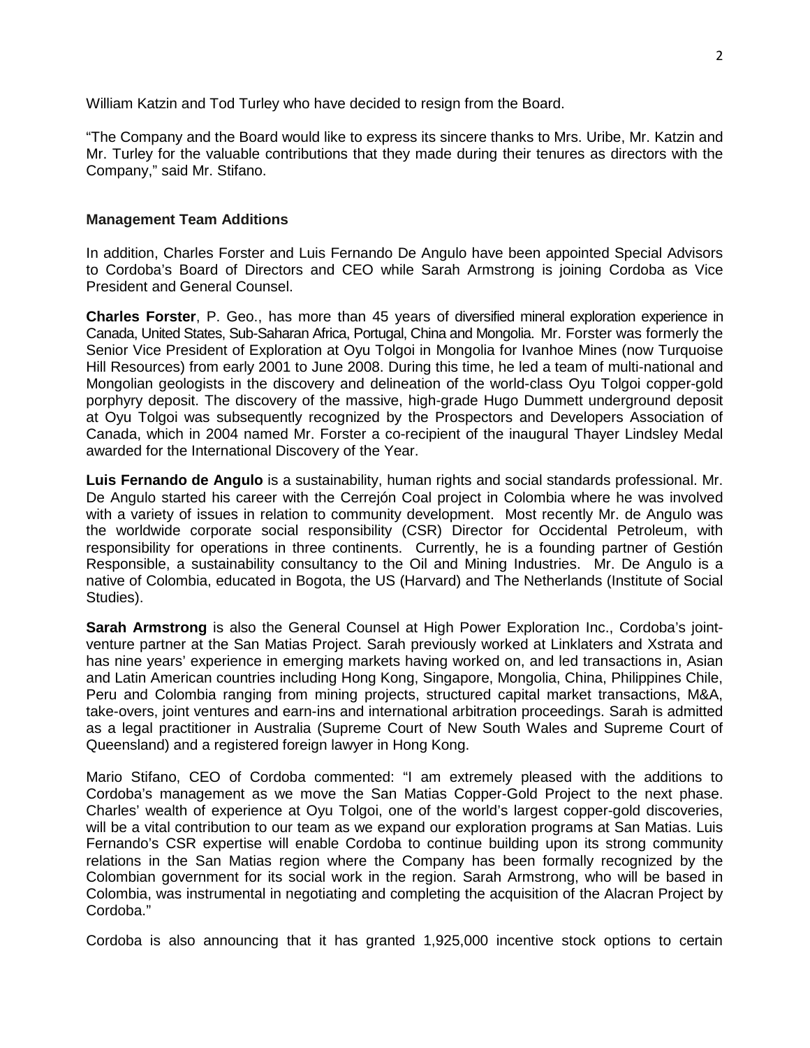William Katzin and Tod Turley who have decided to resign from the Board.

"The Company and the Board would like to express its sincere thanks to Mrs. Uribe, Mr. Katzin and Mr. Turley for the valuable contributions that they made during their tenures as directors with the Company," said Mr. Stifano.

**Management Team Additions**

In addition, Charles Forster and Luis Fernando De Angulo have been appointed Special Advisors to Cordoba's Board of Directors and CEO while Sarah Armstrong is joining Cordoba as Vice President and General Counsel.

**Charles Forster**, P. Geo., has more than 45 years of diversified mineral exploration experience in Canada, United States, Sub-Saharan Africa, Portugal, China and Mongolia. Mr. Forster was formerly the Senior Vice President of Exploration at Oyu Tolgoi in Mongolia for Ivanhoe Mines (now Turquoise Hill Resources) from early 2001 to June 2008. During this time, he led a team of multi-national and Mongolian geologists in the discovery and delineation of the world-class Oyu Tolgoi copper-gold porphyry deposit. The discovery of the massive, high-grade Hugo Dummett underground deposit at Oyu Tolgoi was subsequently recognized by the Prospectors and Developers Association of Canada, which in 2004 named Mr. Forster a co-recipient of the inaugural Thayer Lindsley Medal awarded for the International Discovery of the Year.

**Luis Fernando de Angulo** is a sustainability, human rights and social standards professional. Mr. De Angulo started his career with the Cerrejón Coal project in Colombia where he was involved with a variety of issues in relation to community development. Most recently Mr. de Angulo was the worldwide corporate social responsibility (CSR) Director for Occidental Petroleum, with responsibility for operations in three continents. Currently, he is a founding partner of Gestión Responsible, a sustainability consultancy to the Oil and Mining Industries. Mr. De Angulo is a native of Colombia, educated in Bogota, the US (Harvard) and The Netherlands (Institute of Social Studies).

**Sarah Armstrong** is also the General Counsel at High Power Exploration Inc., Cordoba's joint-venture partner at the San Matias Project. Sarah previously worked at Linklaters and Xstrata and has nine years' experience in emerging markets having worked on, and led transactions in, Asian and Latin American countries including Hong Kong, Singapore, Mongolia, China, Philippines Chile, Peru and Colombia ranging from mining projects, structured capital market transactions, M&A, take-overs, joint ventures and earn-ins and international arbitration proceedings. Sarah is admitted as a legal practitioner in Australia (Supreme Court of New South Wales and Supreme Court of Queensland) and a registered foreign lawyer in Hong Kong.

Mario Stifano, CEO of Cordoba commented: "I am extremely pleased with the additions to Cordoba's management as we move the San Matias Copper-Gold Project to the next phase. Charles' wealth of experience at Oyu Tolgoi, one of the world's largest copper-gold discoveries, will be a vital contribution to our team as we expand our exploration programs at San Matias. Luis Fernando's CSR expertise will enable Cordoba to continue building upon its strong community relations in the San Matias region where the Company has been formally recognized by the Colombian government for its social work in the region. Sarah Armstrong, who will be based in Colombia, was instrumental in negotiating and completing the acquisition of the Alacran Project by Cordoba."

Cordoba is also announcing that it has granted 1,925,000 incentive stock options to certain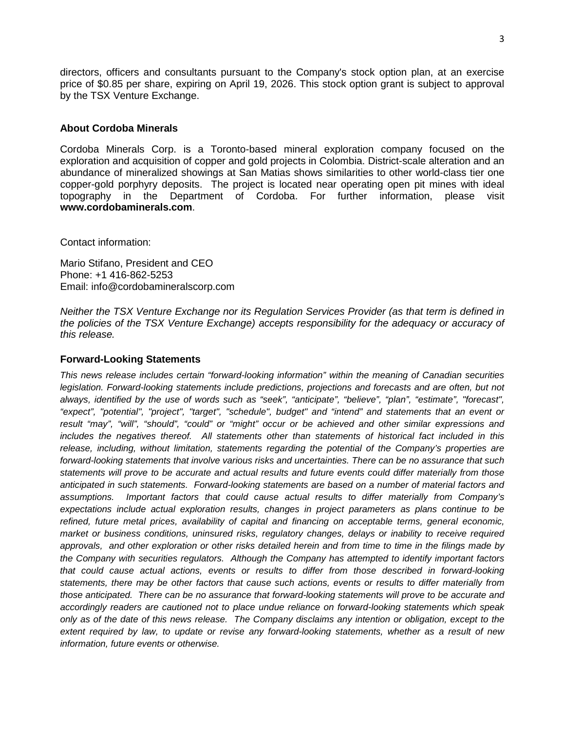directors, officers and consultants pursuant to the Company's stock option plan, at an exercise price of $0.85 per share, expiring on April 19, 2026. This stock option grant is subject to approval by the TSX Venture Exchange.

### About Cordoba Minerals

Cordoba Minerals Corp. is a Toronto-based mineral exploration company focused on the exploration and acquisition of copper and gold projects in Colombia. District-scale alteration and an abundance of mineralized showings at San Matias shows similarities to other world-class tier one copper-gold porphyry deposits. The project is located near operating open pit mines with ideal topography in the Department of Cordoba. For further information, please visit **www.cordobaminerals.com**.

Contact information:

Mario Stifano, President and CEO
Phone: +1 416-862-5253
Email: info@cordobamineralscorp.com

*Neither the TSX Venture Exchange nor its Regulation Services Provider (as that term is defined in the policies of the TSX Venture Exchange) accepts responsibility for the adequacy or accuracy of this release.*

### Forward-Looking Statements

*This news release includes certain "forward-looking information" within the meaning of Canadian securities legislation. Forward-looking statements include predictions, projections and forecasts and are often, but not always, identified by the use of words such as "seek", "anticipate", "believe", "plan", "estimate", "forecast", "expect", "potential", "project", "target", "schedule", budget" and "intend" and statements that an event or result "may", "will", "should", "could" or "might" occur or be achieved and other similar expressions and includes the negatives thereof. All statements other than statements of historical fact included in this release, including, without limitation, statements regarding the potential of the Company's properties are forward-looking statements that involve various risks and uncertainties. There can be no assurance that such statements will prove to be accurate and actual results and future events could differ materially from those anticipated in such statements. Forward-looking statements are based on a number of material factors and assumptions. Important factors that could cause actual results to differ materially from Company's expectations include actual exploration results, changes in project parameters as plans continue to be refined, future metal prices, availability of capital and financing on acceptable terms, general economic, market or business conditions, uninsured risks, regulatory changes, delays or inability to receive required approvals, and other exploration or other risks detailed herein and from time to time in the filings made by the Company with securities regulators. Although the Company has attempted to identify important factors that could cause actual actions, events or results to differ from those described in forward-looking statements, there may be other factors that cause such actions, events or results to differ materially from those anticipated. There can be no assurance that forward-looking statements will prove to be accurate and accordingly readers are cautioned not to place undue reliance on forward-looking statements which speak only as of the date of this news release. The Company disclaims any intention or obligation, except to the extent required by law, to update or revise any forward-looking statements, whether as a result of new information, future events or otherwise.*